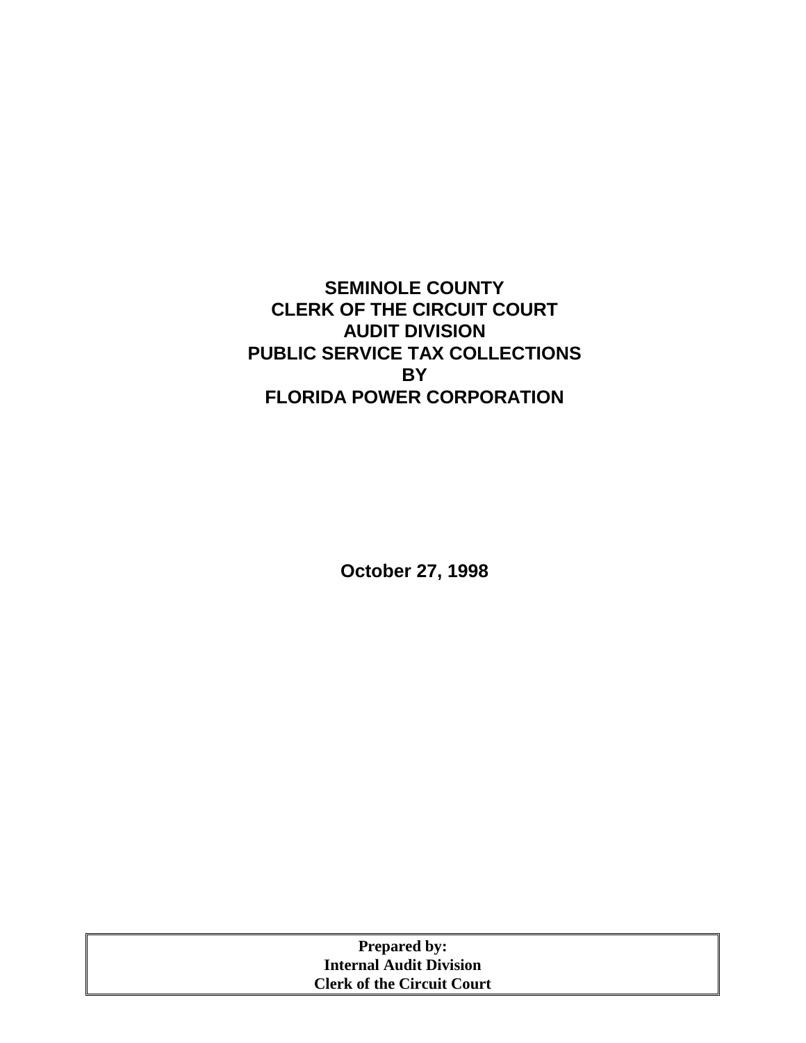# SEMINOLE COUNTY
# CLERK OF THE CIRCUIT COURT
# AUDIT DIVISION
# PUBLIC SERVICE TAX COLLECTIONS
# BY
# FLORIDA POWER CORPORATION

**October 27, 1998**

**Prepared by:**
**Internal Audit Division**
**Clerk of the Circuit Court**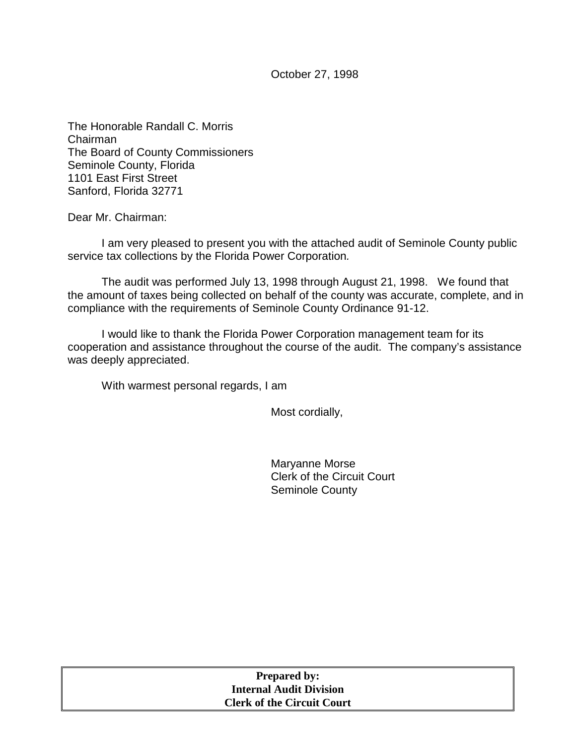October 27, 1998

The Honorable Randall C. Morris
Chairman
The Board of County Commissioners
Seminole County, Florida
1101 East First Street
Sanford, Florida 32771

Dear Mr. Chairman:

I am very pleased to present you with the attached audit of Seminole County public service tax collections by the Florida Power Corporation.

The audit was performed July 13, 1998 through August 21, 1998. We found that the amount of taxes being collected on behalf of the county was accurate, complete, and in compliance with the requirements of Seminole County Ordinance 91-12.

I would like to thank the Florida Power Corporation management team for its cooperation and assistance throughout the course of the audit. The company's assistance was deeply appreciated.

With warmest personal regards, I am

Most cordially,

Maryanne Morse
Clerk of the Circuit Court
Seminole County

**Prepared by:**
**Internal Audit Division**
**Clerk of the Circuit Court**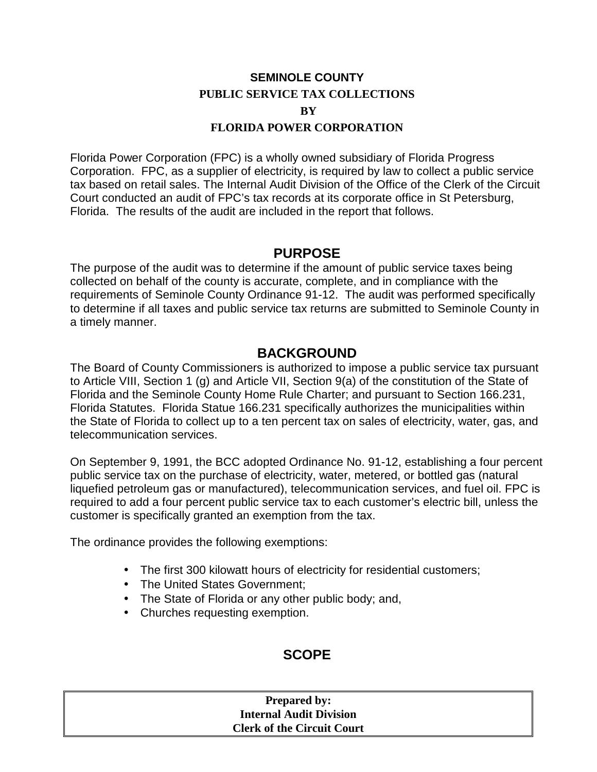# SEMINOLE COUNTY
## PUBLIC SERVICE TAX COLLECTIONS
## BY
## FLORIDA POWER CORPORATION

Florida Power Corporation (FPC) is a wholly owned subsidiary of Florida Progress Corporation. FPC, as a supplier of electricity, is required by law to collect a public service tax based on retail sales. The Internal Audit Division of the Office of the Clerk of the Circuit Court conducted an audit of FPC's tax records at its corporate office in St Petersburg, Florida. The results of the audit are included in the report that follows.

## PURPOSE

The purpose of the audit was to determine if the amount of public service taxes being collected on behalf of the county is accurate, complete, and in compliance with the requirements of Seminole County Ordinance 91-12. The audit was performed specifically to determine if all taxes and public service tax returns are submitted to Seminole County in a timely manner.

## BACKGROUND

The Board of County Commissioners is authorized to impose a public service tax pursuant to Article VIII, Section 1 (g) and Article VII, Section 9(a) of the constitution of the State of Florida and the Seminole County Home Rule Charter; and pursuant to Section 166.231, Florida Statutes. Florida Statue 166.231 specifically authorizes the municipalities within the State of Florida to collect up to a ten percent tax on sales of electricity, water, gas, and telecommunication services.

On September 9, 1991, the BCC adopted Ordinance No. 91-12, establishing a four percent public service tax on the purchase of electricity, water, metered, or bottled gas (natural liquefied petroleum gas or manufactured), telecommunication services, and fuel oil. FPC is required to add a four percent public service tax to each customer's electric bill, unless the customer is specifically granted an exemption from the tax.

The ordinance provides the following exemptions:

- The first 300 kilowatt hours of electricity for residential customers;
- The United States Government;
- The State of Florida or any other public body; and,
- Churches requesting exemption.

## SCOPE

**Prepared by:**
**Internal Audit Division**
**Clerk of the Circuit Court**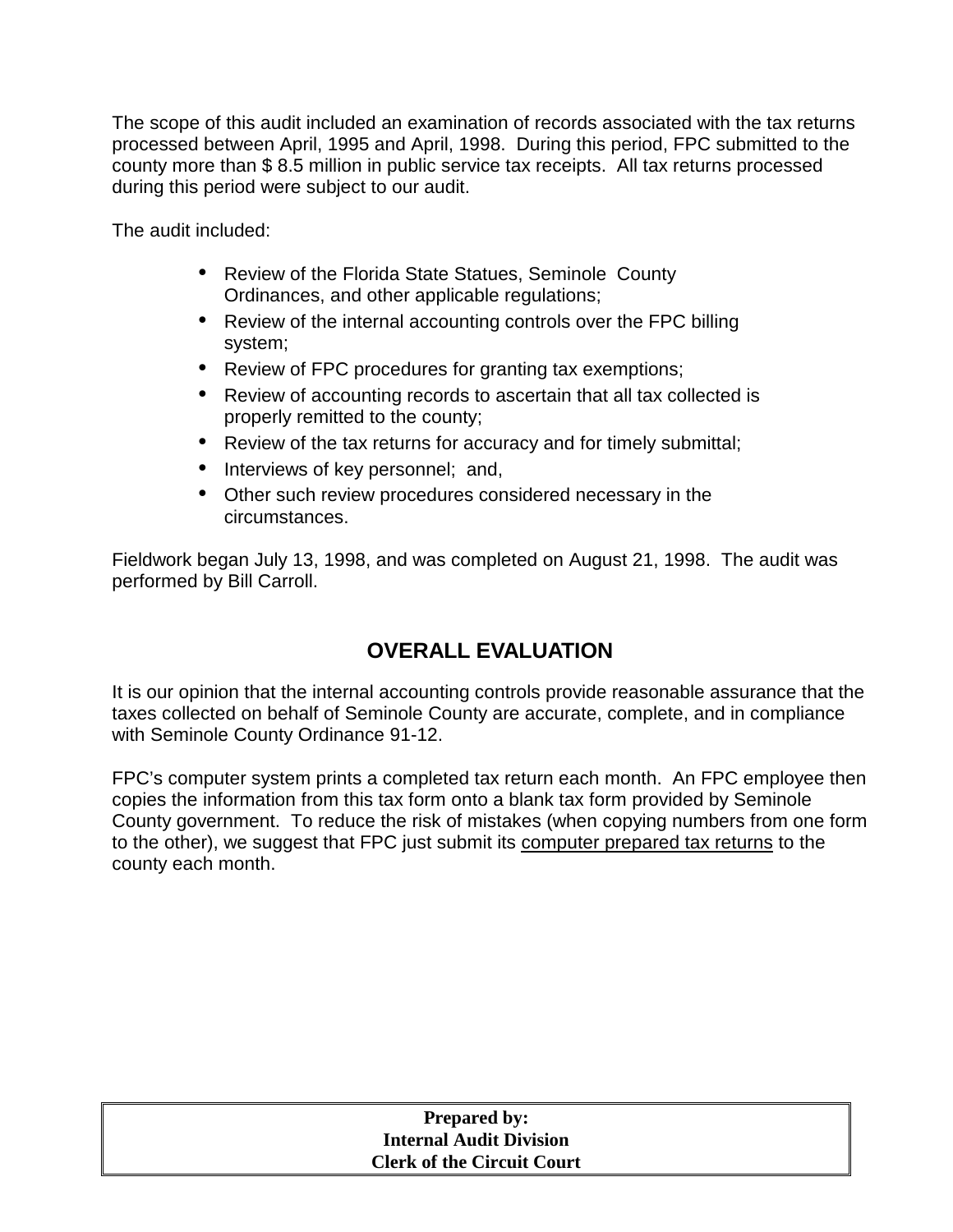The scope of this audit included an examination of records associated with the tax returns processed between April, 1995 and April, 1998. During this period, FPC submitted to the county more than $ 8.5 million in public service tax receipts. All tax returns processed during this period were subject to our audit.

The audit included:

- Review of the Florida State Statues, Seminole County Ordinances, and other applicable regulations;
- Review of the internal accounting controls over the FPC billing system;
- Review of FPC procedures for granting tax exemptions;
- Review of accounting records to ascertain that all tax collected is properly remitted to the county;
- Review of the tax returns for accuracy and for timely submittal;
- Interviews of key personnel; and,
- Other such review procedures considered necessary in the circumstances.

Fieldwork began July 13, 1998, and was completed on August 21, 1998. The audit was performed by Bill Carroll.

## OVERALL EVALUATION

It is our opinion that the internal accounting controls provide reasonable assurance that the taxes collected on behalf of Seminole County are accurate, complete, and in compliance with Seminole County Ordinance 91-12.

FPC's computer system prints a completed tax return each month. An FPC employee then copies the information from this tax form onto a blank tax form provided by Seminole County government. To reduce the risk of mistakes (when copying numbers from one form to the other), we suggest that FPC just submit its <u>computer prepared tax returns</u> to the county each month.

**Prepared by:**
**Internal Audit Division**
**Clerk of the Circuit Court**